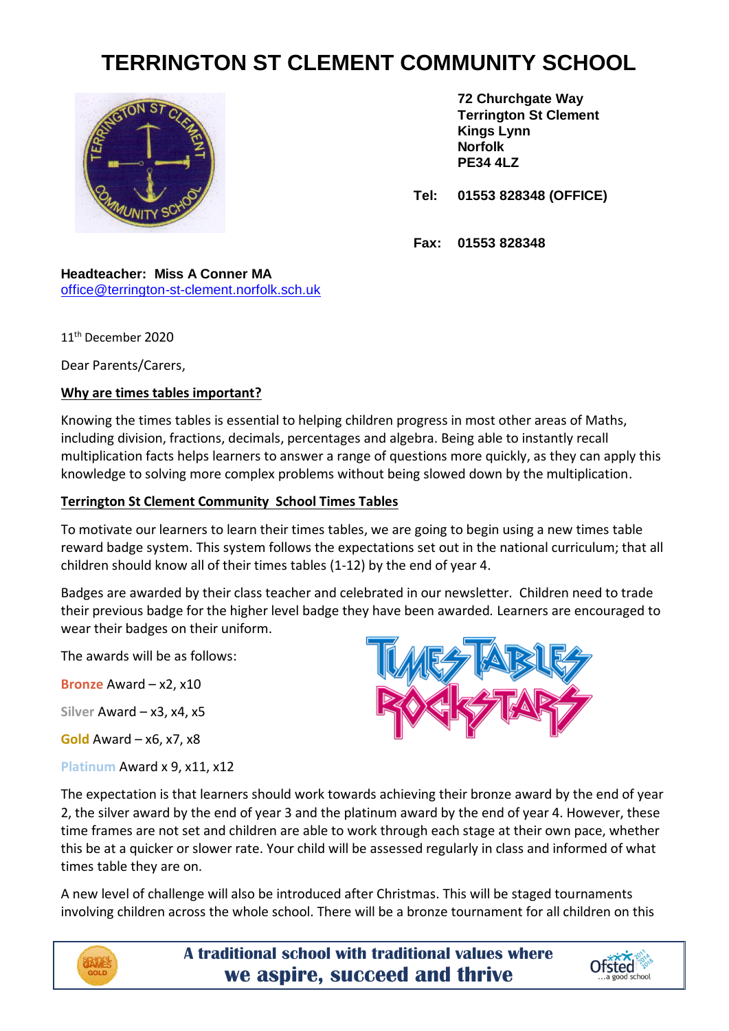# TERRINGTON ST CLEMENT COMMUNITY SCHOOL

**72 Churchgate Way**
**Terrington St Clement**
**Kings Lynn**
**Norfolk**
**PE34 4LZ**

**Tel: 01553 828348 (OFFICE)**

**Fax: 01553 828348**

**Headteacher: Miss A Conner MA**
office@terrington-st-clement.norfolk.sch.uk

11th December 2020

Dear Parents/Carers,

**Why are times tables important?**

Knowing the times tables is essential to helping children progress in most other areas of Maths, including division, fractions, decimals, percentages and algebra. Being able to instantly recall multiplication facts helps learners to answer a range of questions more quickly, as they can apply this knowledge to solving more complex problems without being slowed down by the multiplication.

**Terrington St Clement Community School Times Tables**

To motivate our learners to learn their times tables, we are going to begin using a new times table reward badge system. This system follows the expectations set out in the national curriculum; that all children should know all of their times tables (1-12) by the end of year 4.

Badges are awarded by their class teacher and celebrated in our newsletter. Children need to trade their previous badge for the higher level badge they have been awarded. Learners are encouraged to wear their badges on their uniform.

The awards will be as follows:

Bronze Award – x2, x10

Silver Award – x3, x4, x5

Gold Award – x6, x7, x8

Platinum Award x 9, x11, x12

The expectation is that learners should work towards achieving their bronze award by the end of year 2, the silver award by the end of year 3 and the platinum award by the end of year 4. However, these time frames are not set and children are able to work through each stage at their own pace, whether this be at a quicker or slower rate. Your child will be assessed regularly in class and informed of what times table they are on.

A new level of challenge will also be introduced after Christmas. This will be staged tournaments involving children across the whole school. There will be a bronze tournament for all children on this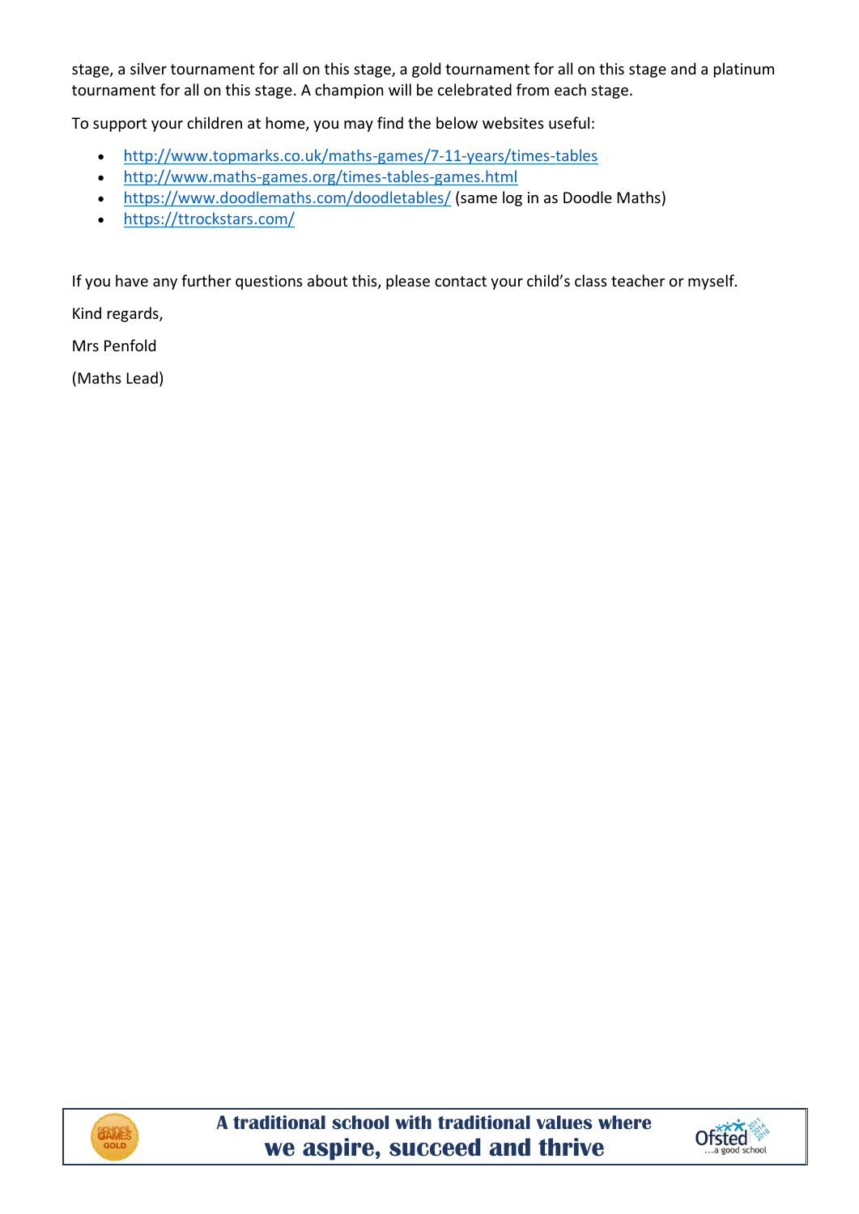stage, a silver tournament for all on this stage, a gold tournament for all on this stage and a platinum tournament for all on this stage. A champion will be celebrated from each stage.

To support your children at home, you may find the below websites useful:

- http://www.topmarks.co.uk/maths-games/7-11-years/times-tables
- http://www.maths-games.org/times-tables-games.html
- https://www.doodlemaths.com/doodletables/ (same log in as Doodle Maths)
- https://ttrockstars.com/

If you have any further questions about this, please contact your child's class teacher or myself.

Kind regards,

Mrs Penfold

(Maths Lead)